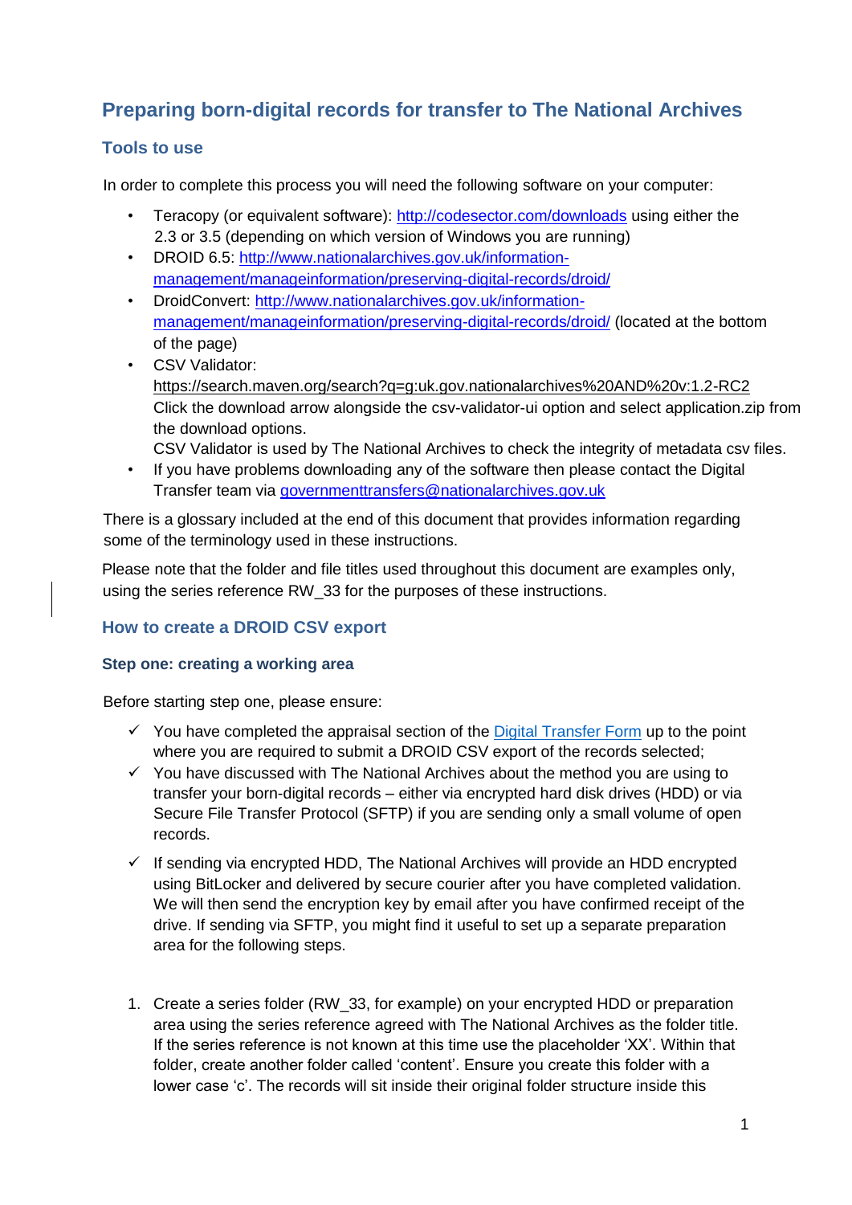# Preparing born-digital records for transfer to The National Archives

## Tools to use

In order to complete this process you will need the following software on your computer:

- Teracopy (or equivalent software): [http://codesector.com/downloads](http://codesector.com/downloads) using either the 2.3 or 3.5 (depending on which version of Windows you are running)
- DROID 6.5: [http://www.nationalarchives.gov.uk/information-management/manageinformation/preserving-digital-records/droid/](http://www.nationalarchives.gov.uk/information-management/manageinformation/preserving-digital-records/droid/)
- DroidConvert: [http://www.nationalarchives.gov.uk/information-management/manageinformation/preserving-digital-records/droid/](http://www.nationalarchives.gov.uk/information-management/manageinformation/preserving-digital-records/droid/) (located at the bottom of the page)
- CSV Validator: https://search.maven.org/search?q=g:uk.gov.nationalarchives%20AND%20v:1.2-RC2
  Click the download arrow alongside the csv-validator-ui option and select application.zip from the download options.
  CSV Validator is used by The National Archives to check the integrity of metadata csv files.
- If you have problems downloading any of the software then please contact the Digital Transfer team via [governmenttransfers@nationalarchives.gov.uk](mailto:governmenttransfers@nationalarchives.gov.uk)

There is a glossary included at the end of this document that provides information regarding some of the terminology used in these instructions.

Please note that the folder and file titles used throughout this document are examples only, using the series reference RW_33 for the purposes of these instructions.

## How to create a DROID CSV export

### Step one: creating a working area

Before starting step one, please ensure:

- ✓ You have completed the appraisal section of the Digital Transfer Form up to the point where you are required to submit a DROID CSV export of the records selected;
- ✓ You have discussed with The National Archives about the method you are using to transfer your born-digital records – either via encrypted hard disk drives (HDD) or via Secure File Transfer Protocol (SFTP) if you are sending only a small volume of open records.
- ✓ If sending via encrypted HDD, The National Archives will provide an HDD encrypted using BitLocker and delivered by secure courier after you have completed validation. We will then send the encryption key by email after you have confirmed receipt of the drive. If sending via SFTP, you might find it useful to set up a separate preparation area for the following steps.

1. Create a series folder (RW_33, for example) on your encrypted HDD or preparation area using the series reference agreed with The National Archives as the folder title. If the series reference is not known at this time use the placeholder 'XX'. Within that folder, create another folder called 'content'. Ensure you create this folder with a lower case 'c'. The records will sit inside their original folder structure inside this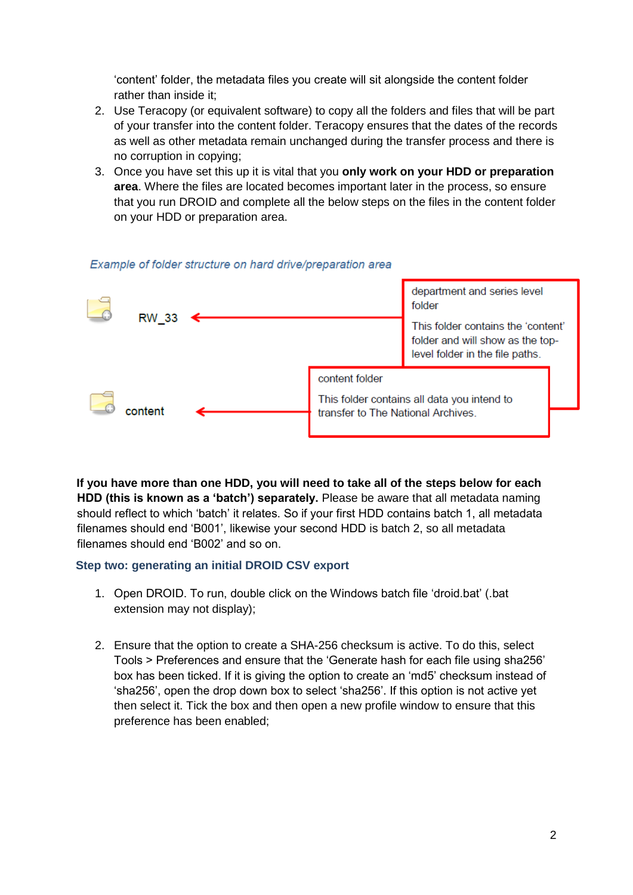'content' folder, the metadata files you create will sit alongside the content folder rather than inside it;

2. Use Teracopy (or equivalent software) to copy all the folders and files that will be part of your transfer into the content folder. Teracopy ensures that the dates of the records as well as other metadata remain unchanged during the transfer process and there is no corruption in copying;
3. Once you have set this up it is vital that you **only work on your HDD or preparation area**. Where the files are located becomes important later in the process, so ensure that you run DROID and complete all the below steps on the files in the content folder on your HDD or preparation area.

*Example of folder structure on hard drive/preparation area*

RW_33 ← department and series level folder

This folder contains the 'content' folder and will show as the top-level folder in the file paths.

content ← content folder

This folder contains all data you intend to transfer to The National Archives.

**If you have more than one HDD, you will need to take all of the steps below for each HDD (this is known as a 'batch') separately.** Please be aware that all metadata naming should reflect to which 'batch' it relates. So if your first HDD contains batch 1, all metadata filenames should end 'B001', likewise your second HDD is batch 2, so all metadata filenames should end 'B002' and so on.

### Step two: generating an initial DROID CSV export

1. Open DROID. To run, double click on the Windows batch file 'droid.bat' (.bat extension may not display);

2. Ensure that the option to create a SHA-256 checksum is active. To do this, select Tools > Preferences and ensure that the 'Generate hash for each file using sha256' box has been ticked. If it is giving the option to create an 'md5' checksum instead of 'sha256', open the drop down box to select 'sha256'. If this option is not active yet then select it. Tick the box and then open a new profile window to ensure that this preference has been enabled;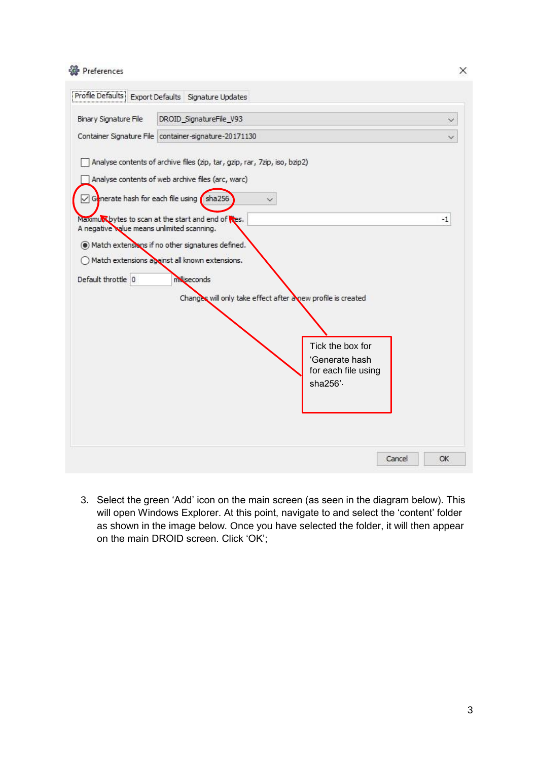Tick the box for 'Generate hash for each file using sha256'.

3. Select the green 'Add' icon on the main screen (as seen in the diagram below). This will open Windows Explorer. At this point, navigate to and select the 'content' folder as shown in the image below. Once you have selected the folder, it will then appear on the main DROID screen. Click 'OK';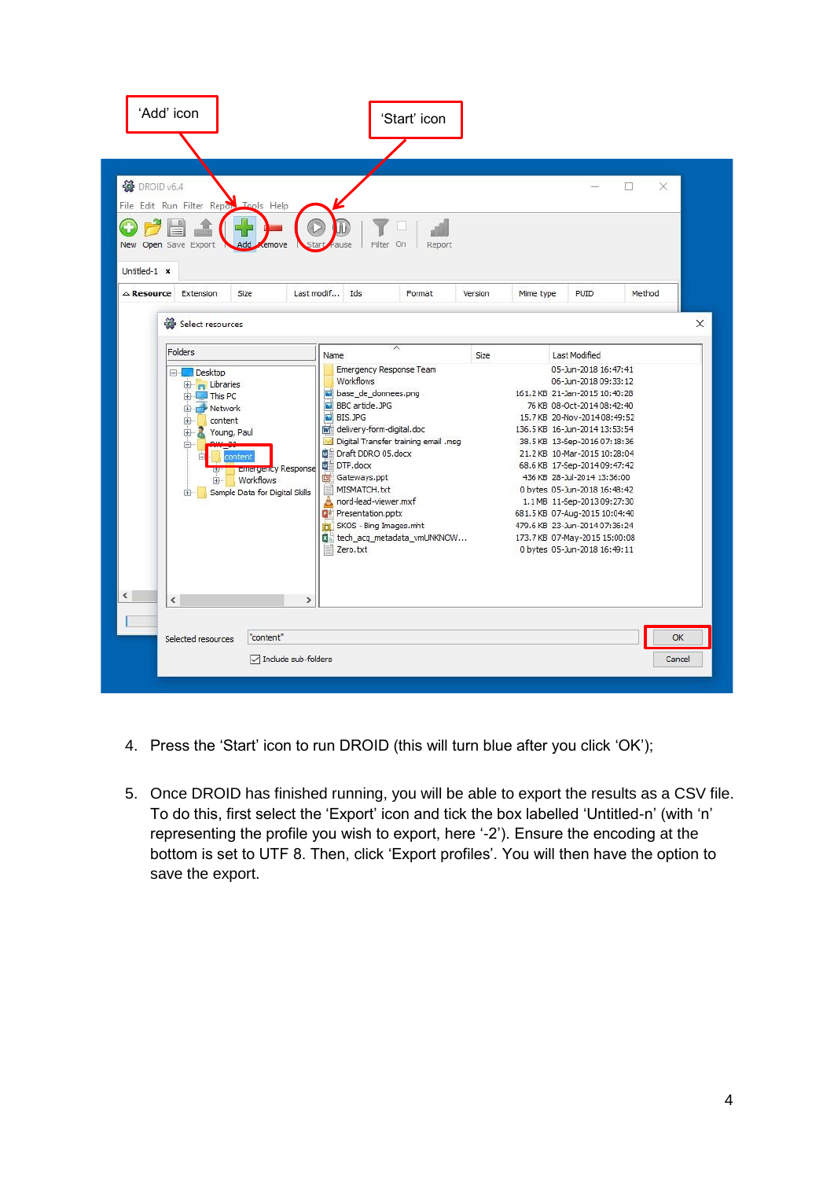4. Press the ‘Start’ icon to run DROID (this will turn blue after you click ‘OK’);

5. Once DROID has finished running, you will be able to export the results as a CSV file. To do this, first select the ‘Export’ icon and tick the box labelled ‘Untitled-n’ (with ‘n’ representing the profile you wish to export, here ‘-2’). Ensure the encoding at the bottom is set to UTF 8. Then, click ‘Export profiles’. You will then have the option to save the export.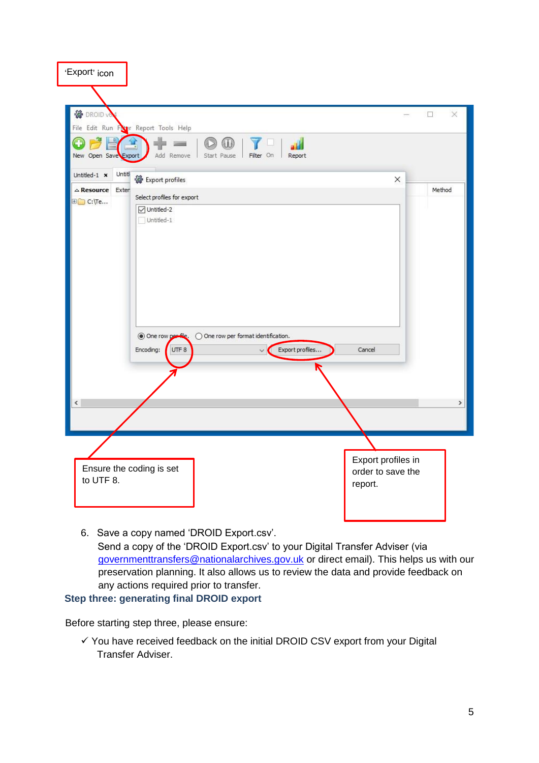'Export' icon

Ensure the coding is set to UTF 8.

Export profiles in order to save the report.

6. Save a copy named 'DROID Export.csv'.
   Send a copy of the 'DROID Export.csv' to your Digital Transfer Adviser (via governmenttransfers@nationalarchives.gov.uk or direct email). This helps us with our preservation planning. It also allows us to review the data and provide feedback on any actions required prior to transfer.

### Step three: generating final DROID export

Before starting step three, please ensure:

✓ You have received feedback on the initial DROID CSV export from your Digital Transfer Adviser.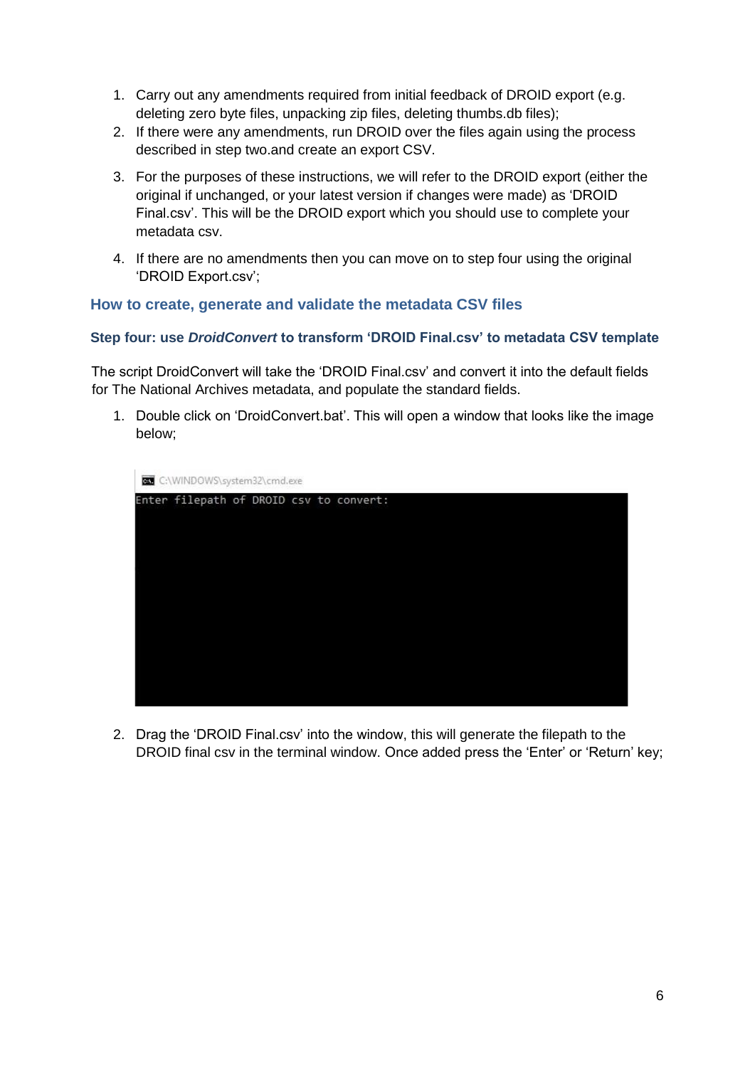1. Carry out any amendments required from initial feedback of DROID export (e.g. deleting zero byte files, unpacking zip files, deleting thumbs.db files);
2. If there were any amendments, run DROID over the files again using the process described in step two.and create an export CSV.
3. For the purposes of these instructions, we will refer to the DROID export (either the original if unchanged, or your latest version if changes were made) as 'DROID Final.csv'. This will be the DROID export which you should use to complete your metadata csv.
4. If there are no amendments then you can move on to step four using the original 'DROID Export.csv';

## How to create, generate and validate the metadata CSV files

### Step four: use *DroidConvert* to transform 'DROID Final.csv' to metadata CSV template

The script DroidConvert will take the 'DROID Final.csv' and convert it into the default fields for The National Archives metadata, and populate the standard fields.

1. Double click on 'DroidConvert.bat'. This will open a window that looks like the image below;

```
C:\WINDOWS\system32\cmd.exe
Enter filepath of DROID csv to convert:
```

2. Drag the 'DROID Final.csv' into the window, this will generate the filepath to the DROID final csv in the terminal window. Once added press the 'Enter' or 'Return' key;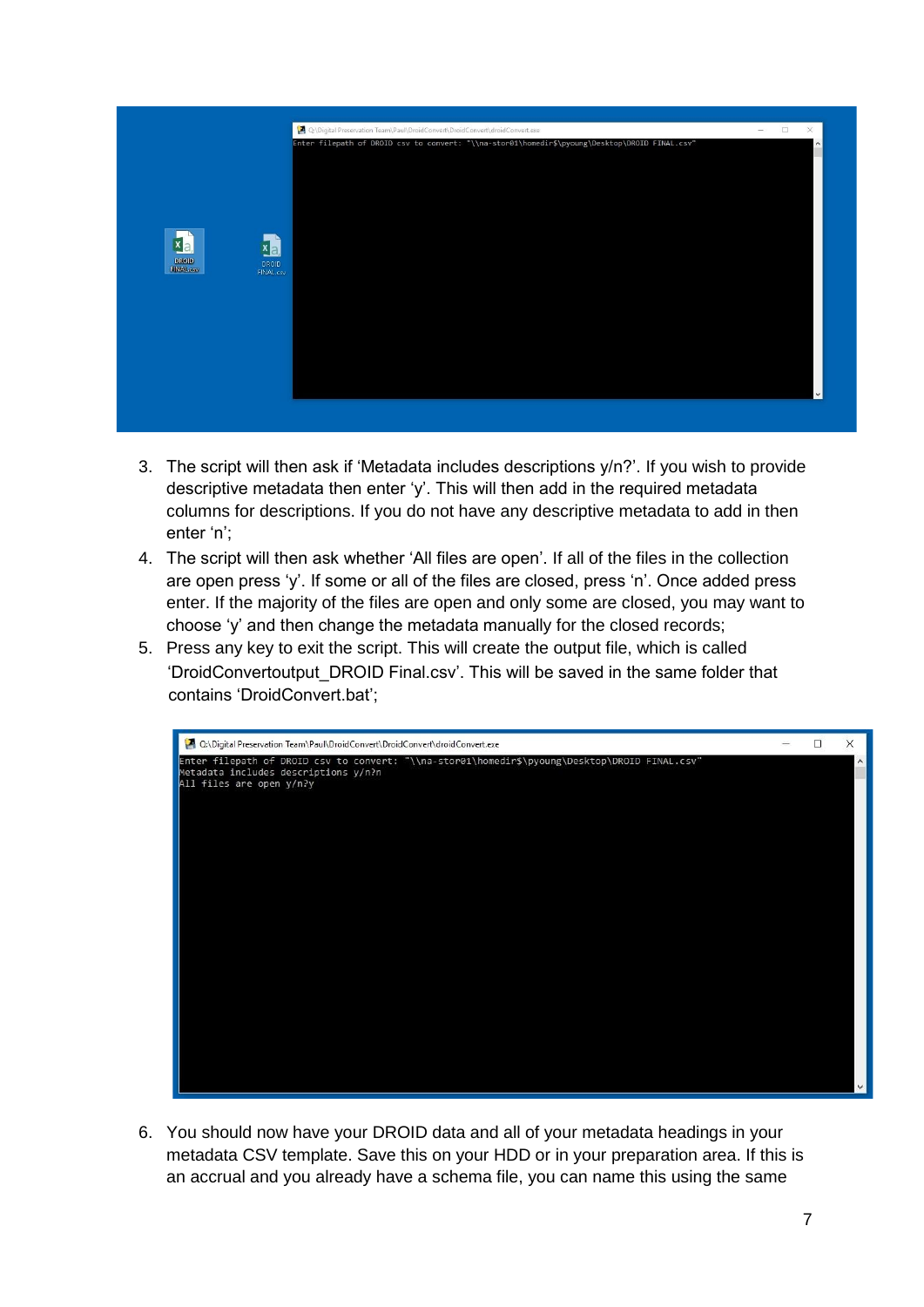3. The script will then ask if ‘Metadata includes descriptions y/n?’. If you wish to provide descriptive metadata then enter ‘y’. This will then add in the required metadata columns for descriptions. If you do not have any descriptive metadata to add in then enter ‘n’;
4. The script will then ask whether ‘All files are open’. If all of the files in the collection are open press ‘y’. If some or all of the files are closed, press ‘n’. Once added press enter. If the majority of the files are open and only some are closed, you may want to choose ‘y’ and then change the metadata manually for the closed records;
5. Press any key to exit the script. This will create the output file, which is called ‘DroidConvertoutput_DROID Final.csv’. This will be saved in the same folder that contains ‘DroidConvert.bat’;

6. You should now have your DROID data and all of your metadata headings in your metadata CSV template. Save this on your HDD or in your preparation area. If this is an accrual and you already have a schema file, you can name this using the same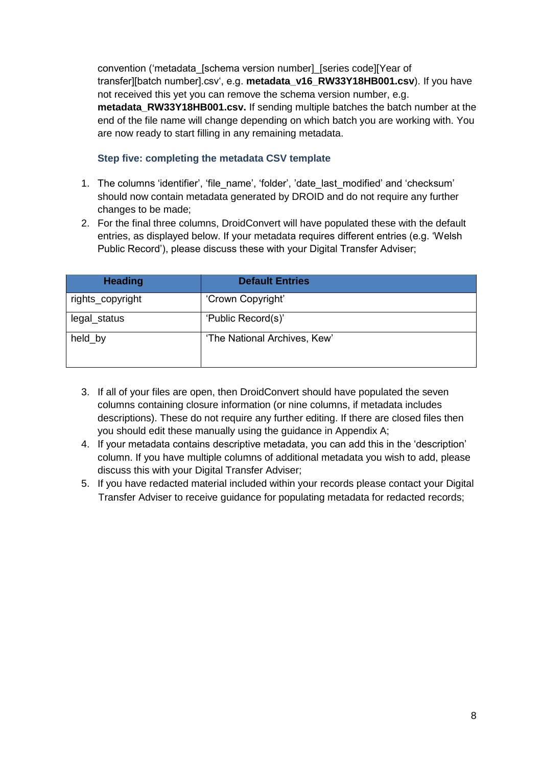convention ('metadata_[schema version number]_[series code][Year of transfer][batch number].csv', e.g. **metadata_v16_RW33Y18HB001.csv**). If you have not received this yet you can remove the schema version number, e.g. **metadata_RW33Y18HB001.csv.** If sending multiple batches the batch number at the end of the file name will change depending on which batch you are working with. You are now ready to start filling in any remaining metadata.

### Step five: completing the metadata CSV template

1. The columns 'identifier', 'file_name', 'folder', 'date_last_modified' and 'checksum' should now contain metadata generated by DROID and do not require any further changes to be made;
2. For the final three columns, DroidConvert will have populated these with the default entries, as displayed below. If your metadata requires different entries (e.g. 'Welsh Public Record'), please discuss these with your Digital Transfer Adviser;

| Heading | Default Entries |
| --- | --- |
| rights_copyright | 'Crown Copyright' |
| legal_status | 'Public Record(s)' |
| held_by | 'The National Archives, Kew' |

3. If all of your files are open, then DroidConvert should have populated the seven columns containing closure information (or nine columns, if metadata includes descriptions). These do not require any further editing. If there are closed files then you should edit these manually using the guidance in Appendix A;
4. If your metadata contains descriptive metadata, you can add this in the 'description' column. If you have multiple columns of additional metadata you wish to add, please discuss this with your Digital Transfer Adviser;
5. If you have redacted material included within your records please contact your Digital Transfer Adviser to receive guidance for populating metadata for redacted records;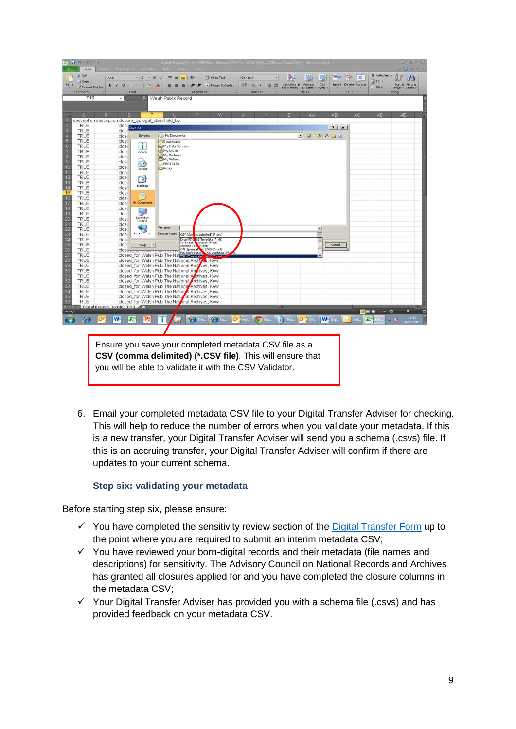Ensure you save your completed metadata CSV file as a **CSV (comma delimited) (*.CSV file)**. This will ensure that you will be able to validate it with the CSV Validator.

6. Email your completed metadata CSV file to your Digital Transfer Adviser for checking. This will help to reduce the number of errors when you validate your metadata. If this is a new transfer, your Digital Transfer Adviser will send you a schema (.csvs) file. If this is an accruing transfer, your Digital Transfer Adviser will confirm if there are updates to your current schema.

### Step six: validating your metadata

Before starting step six, please ensure:

- ✓ You have completed the sensitivity review section of the Digital Transfer Form up to the point where you are required to submit an interim metadata CSV;
- ✓ You have reviewed your born-digital records and their metadata (file names and descriptions) for sensitivity. The Advisory Council on National Records and Archives has granted all closures applied for and you have completed the closure columns in the metadata CSV;
- ✓ Your Digital Transfer Adviser has provided you with a schema file (.csvs) and has provided feedback on your metadata CSV.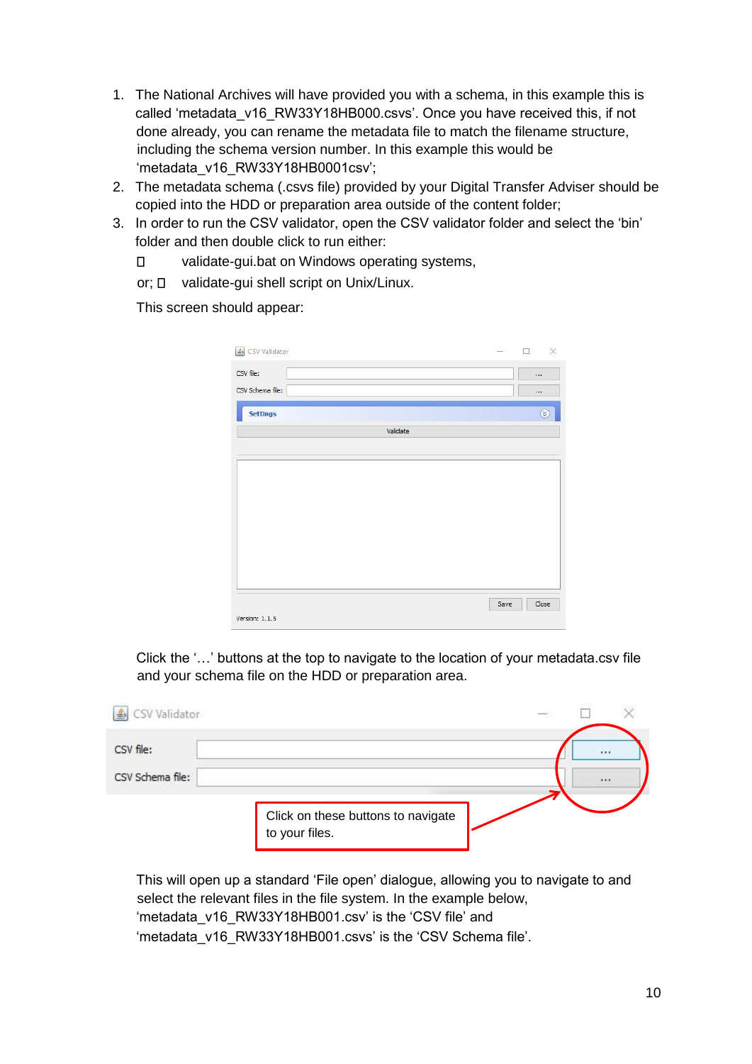1. The National Archives will have provided you with a schema, in this example this is called 'metadata_v16_RW33Y18HB000.csvs'. Once you have received this, if not done already, you can rename the metadata file to match the filename structure, including the schema version number. In this example this would be 'metadata_v16_RW33Y18HB0001csv';
2. The metadata schema (.csvs file) provided by your Digital Transfer Adviser should be copied into the HDD or preparation area outside of the content folder;
3. In order to run the CSV validator, open the CSV validator folder and select the 'bin' folder and then double click to run either:

   - validate-gui.bat on Windows operating systems,

   or;
   - validate-gui shell script on Unix/Linux.

   This screen should appear:

   Click the '…' buttons at the top to navigate to the location of your metadata.csv file and your schema file on the HDD or preparation area.

   Click on these buttons to navigate to your files.

   This will open up a standard 'File open' dialogue, allowing you to navigate to and select the relevant files in the file system. In the example below, 'metadata_v16_RW33Y18HB001.csv' is the 'CSV file' and 'metadata_v16_RW33Y18HB001.csvs' is the 'CSV Schema file'.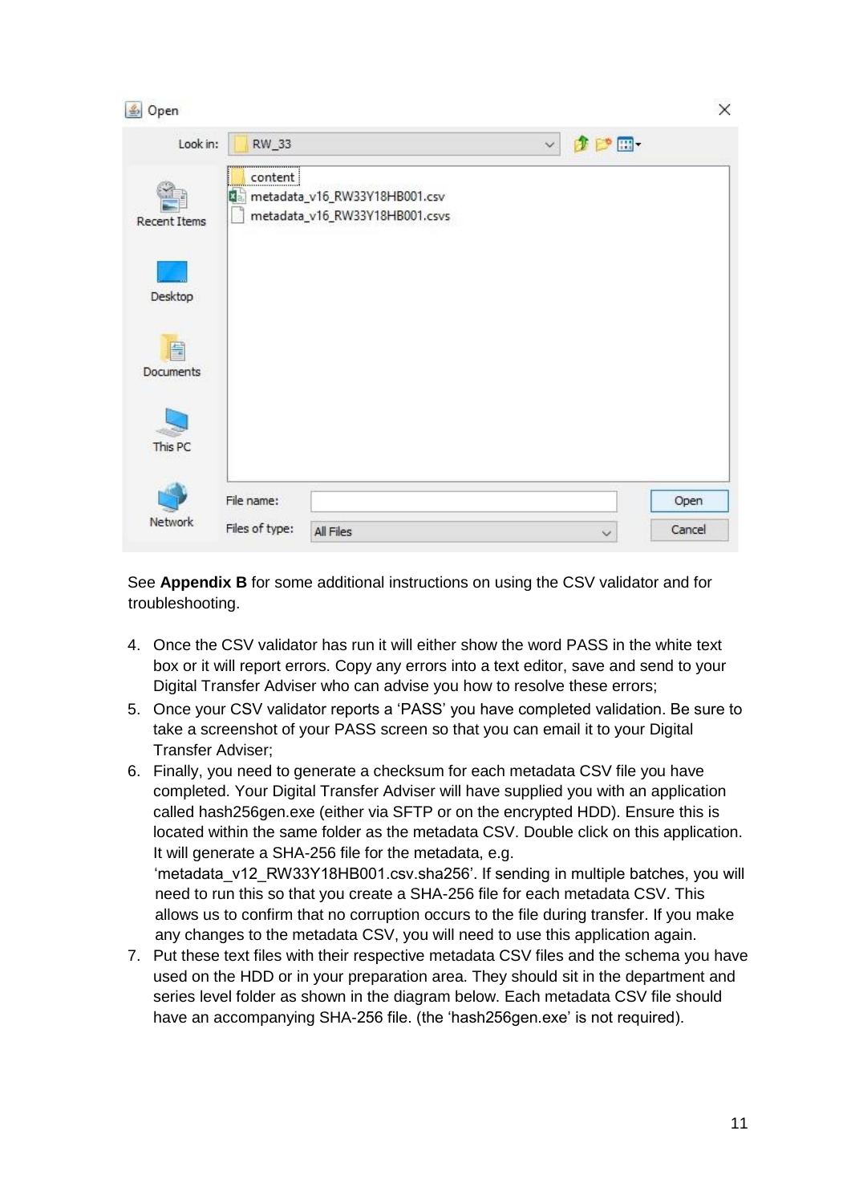See **Appendix B** for some additional instructions on using the CSV validator and for troubleshooting.

4. Once the CSV validator has run it will either show the word PASS in the white text box or it will report errors. Copy any errors into a text editor, save and send to your Digital Transfer Adviser who can advise you how to resolve these errors;
5. Once your CSV validator reports a 'PASS' you have completed validation. Be sure to take a screenshot of your PASS screen so that you can email it to your Digital Transfer Adviser;
6. Finally, you need to generate a checksum for each metadata CSV file you have completed. Your Digital Transfer Adviser will have supplied you with an application called hash256gen.exe (either via SFTP or on the encrypted HDD). Ensure this is located within the same folder as the metadata CSV. Double click on this application. It will generate a SHA-256 file for the metadata, e.g. 'metadata_v12_RW33Y18HB001.csv.sha256'. If sending in multiple batches, you will need to run this so that you create a SHA-256 file for each metadata CSV. This allows us to confirm that no corruption occurs to the file during transfer. If you make any changes to the metadata CSV, you will need to use this application again.
7. Put these text files with their respective metadata CSV files and the schema you have used on the HDD or in your preparation area. They should sit in the department and series level folder as shown in the diagram below. Each metadata CSV file should have an accompanying SHA-256 file. (the 'hash256gen.exe' is not required).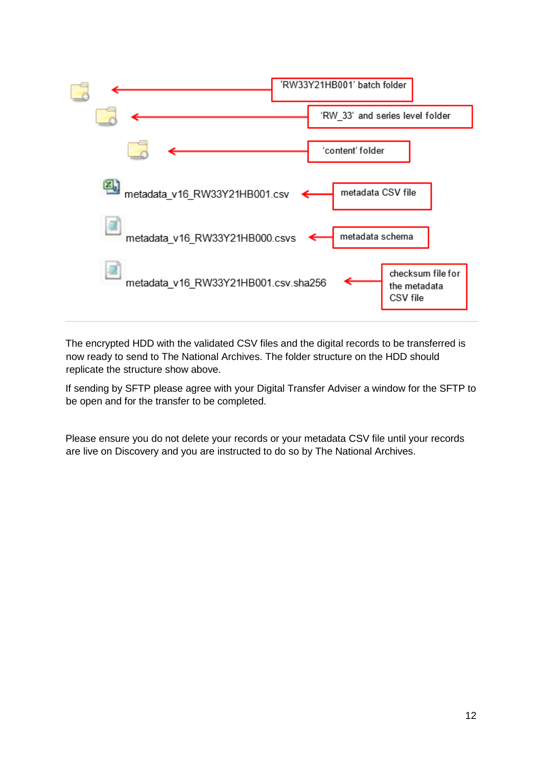'RW33Y21HB001' batch folder

'RW_33' and series level folder

'content' folder

metadata_v16_RW33Y21HB001.csv — metadata CSV file

metadata_v16_RW33Y21HB000.csvs — metadata schema

metadata_v16_RW33Y21HB001.csv.sha256 — checksum file for the metadata CSV file

---

The encrypted HDD with the validated CSV files and the digital records to be transferred is now ready to send to The National Archives. The folder structure on the HDD should replicate the structure show above.

If sending by SFTP please agree with your Digital Transfer Adviser a window for the SFTP to be open and for the transfer to be completed.

Please ensure you do not delete your records or your metadata CSV file until your records are live on Discovery and you are instructed to do so by The National Archives.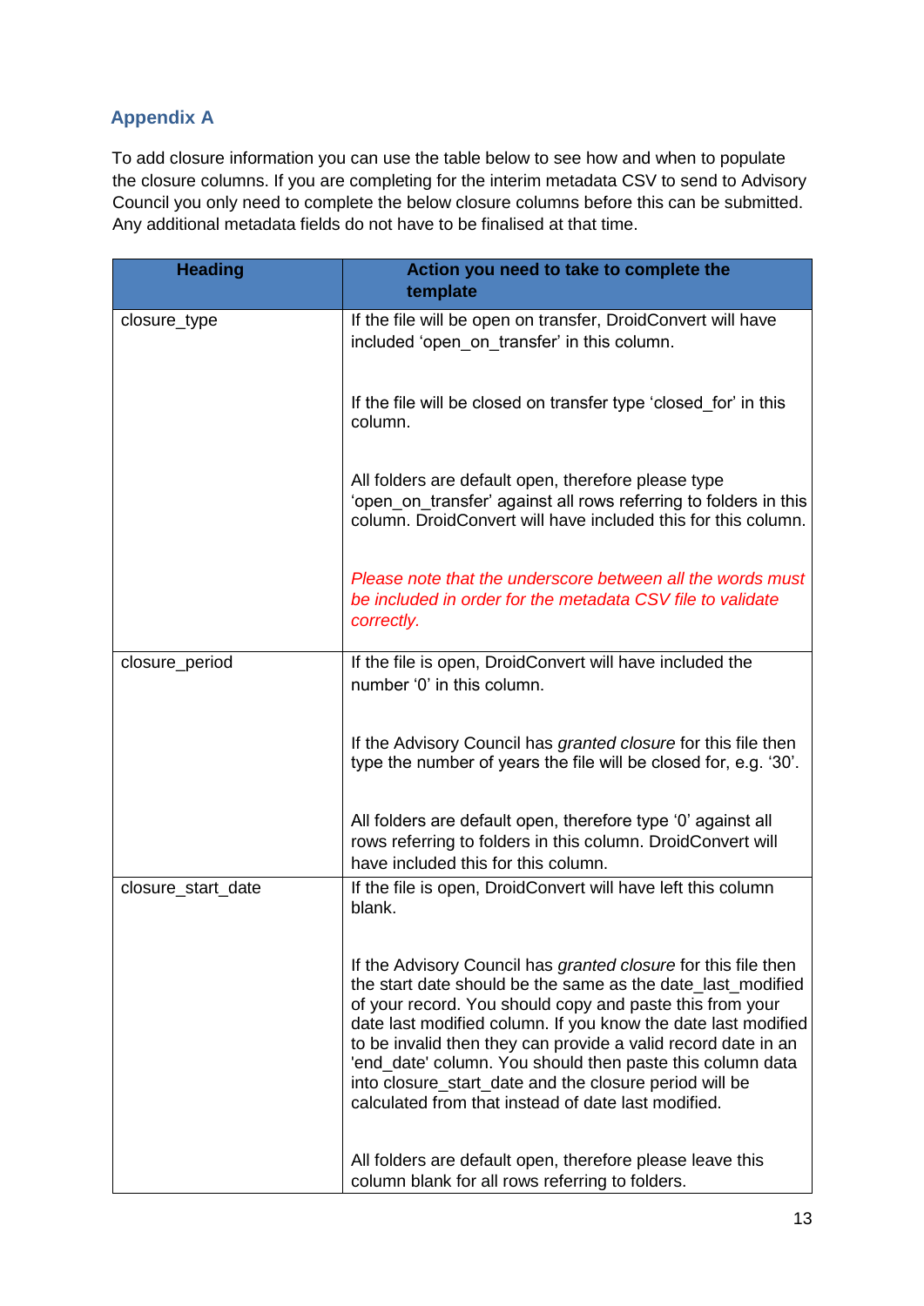## Appendix A

To add closure information you can use the table below to see how and when to populate the closure columns. If you are completing for the interim metadata CSV to send to Advisory Council you only need to complete the below closure columns before this can be submitted. Any additional metadata fields do not have to be finalised at that time.

| Heading | Action you need to take to complete the template |
|---|---|
| closure_type | If the file will be open on transfer, DroidConvert will have included 'open_on_transfer' in this column.<br><br>If the file will be closed on transfer type 'closed_for' in this column.<br><br>All folders are default open, therefore please type 'open_on_transfer' against all rows referring to folders in this column. DroidConvert will have included this for this column.<br><br>*Please note that the underscore between all the words must be included in order for the metadata CSV file to validate correctly.* |
| closure_period | If the file is open, DroidConvert will have included the number '0' in this column.<br><br>If the Advisory Council has *granted closure* for this file then type the number of years the file will be closed for, e.g. '30'.<br><br>All folders are default open, therefore type '0' against all rows referring to folders in this column. DroidConvert will have included this for this column. |
| closure_start_date | If the file is open, DroidConvert will have left this column blank.<br><br>If the Advisory Council has *granted closure* for this file then the start date should be the same as the date_last_modified of your record. You should copy and paste this from your date last modified column. If you know the date last modified to be invalid then they can provide a valid record date in an 'end_date' column. You should then paste this column data into closure_start_date and the closure period will be calculated from that instead of date last modified.<br><br>All folders are default open, therefore please leave this column blank for all rows referring to folders. |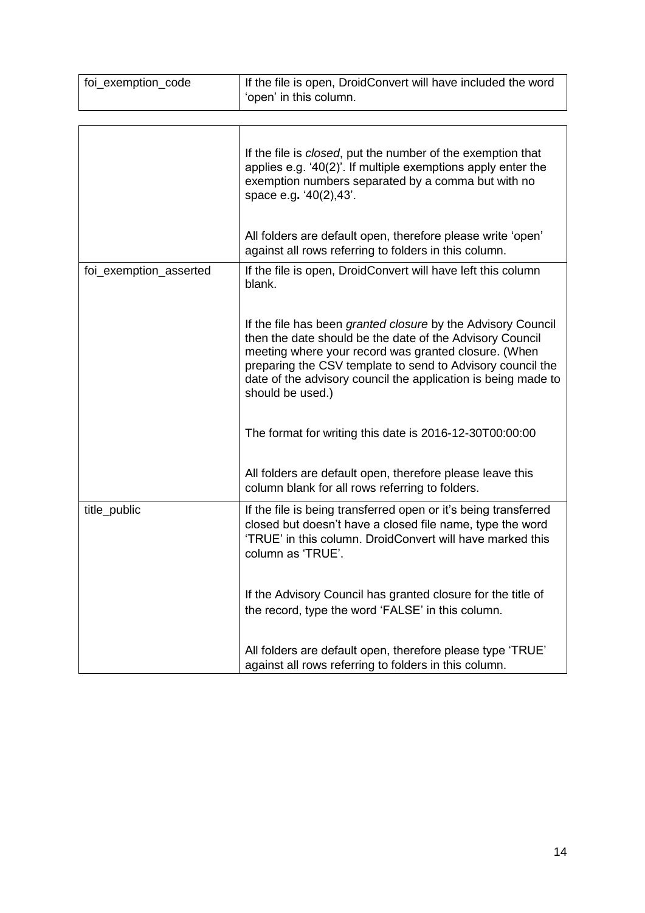| | |
|---|---|
| foi_exemption_code | If the file is open, DroidConvert will have included the word 'open' in this column.<br><br>If the file is *closed*, put the number of the exemption that applies e.g. '40(2)'. If multiple exemptions apply enter the exemption numbers separated by a comma but with no space e.g**.** '40(2),43'.<br><br>All folders are default open, therefore please write 'open' against all rows referring to folders in this column. |
| foi_exemption_asserted | If the file is open, DroidConvert will have left this column blank.<br><br>If the file has been *granted closure* by the Advisory Council then the date should be the date of the Advisory Council meeting where your record was granted closure. (When preparing the CSV template to send to Advisory council the date of the advisory council the application is being made to should be used.)<br><br>The format for writing this date is 2016-12-30T00:00:00<br><br>All folders are default open, therefore please leave this column blank for all rows referring to folders. |
| title_public | If the file is being transferred open or it's being transferred closed but doesn't have a closed file name, type the word 'TRUE' in this column. DroidConvert will have marked this column as 'TRUE'.<br><br>If the Advisory Council has granted closure for the title of the record, type the word 'FALSE' in this column.<br><br>All folders are default open, therefore please type 'TRUE' against all rows referring to folders in this column. |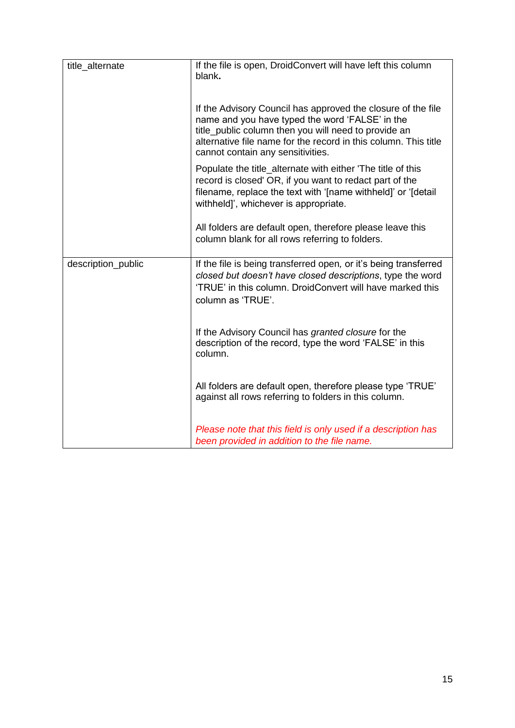| | |
|---|---|
| title_alternate | If the file is open, DroidConvert will have left this column blank.<br><br>If the Advisory Council has approved the closure of the file name and you have typed the word 'FALSE' in the title_public column then you will need to provide an alternative file name for the record in this column. This title cannot contain any sensitivities.<br><br>Populate the title_alternate with either 'The title of this record is closed' OR, if you want to redact part of the filename, replace the text with '[name withheld]' or '[detail withheld]', whichever is appropriate.<br><br>All folders are default open, therefore please leave this column blank for all rows referring to folders. |
| description_public | If the file is being transferred open, or it's being transferred *closed but doesn't have closed descriptions*, type the word 'TRUE' in this column. DroidConvert will have marked this column as 'TRUE'.<br><br>If the Advisory Council has *granted closure* for the description of the record, type the word 'FALSE' in this column.<br><br>All folders are default open, therefore please type 'TRUE' against all rows referring to folders in this column.<br><br>*Please note that this field is only used if a description has been provided in addition to the file name.* |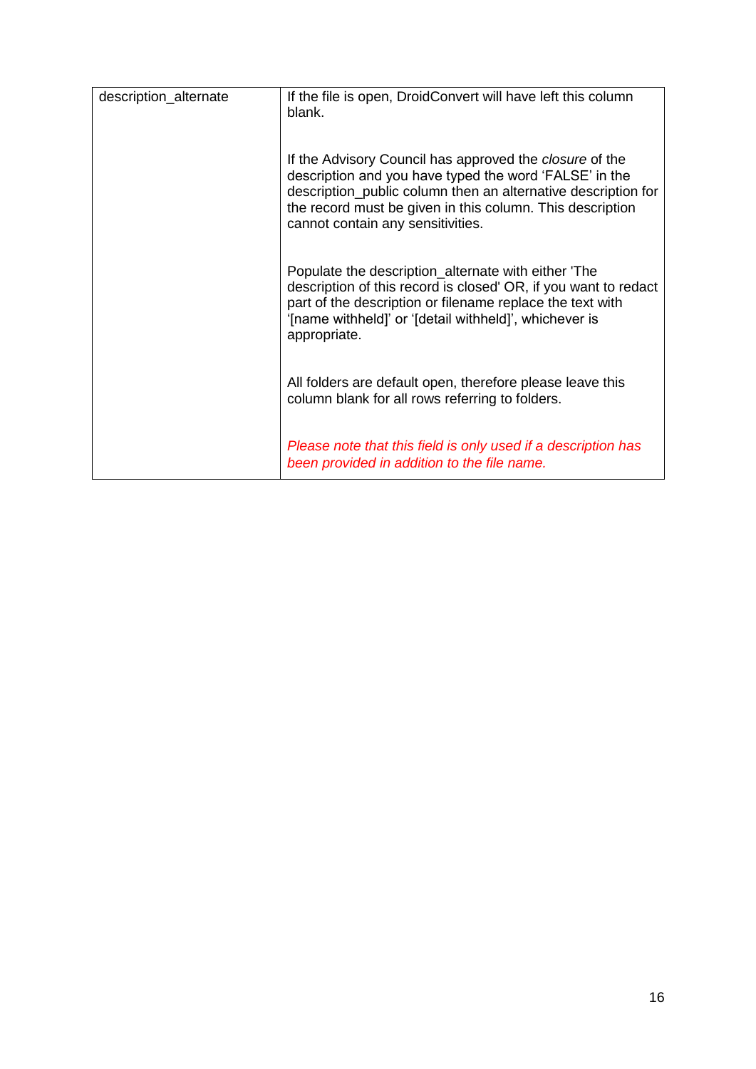| | |
|---|---|
| description_alternate | If the file is open, DroidConvert will have left this column blank.<br><br>If the Advisory Council has approved the *closure* of the description and you have typed the word 'FALSE' in the description_public column then an alternative description for the record must be given in this column. This description cannot contain any sensitivities.<br><br>Populate the description_alternate with either 'The description of this record is closed' OR, if you want to redact part of the description or filename replace the text with '[name withheld]' or '[detail withheld]', whichever is appropriate.<br><br>All folders are default open, therefore please leave this column blank for all rows referring to folders.<br><br>*Please note that this field is only used if a description has been provided in addition to the file name.* |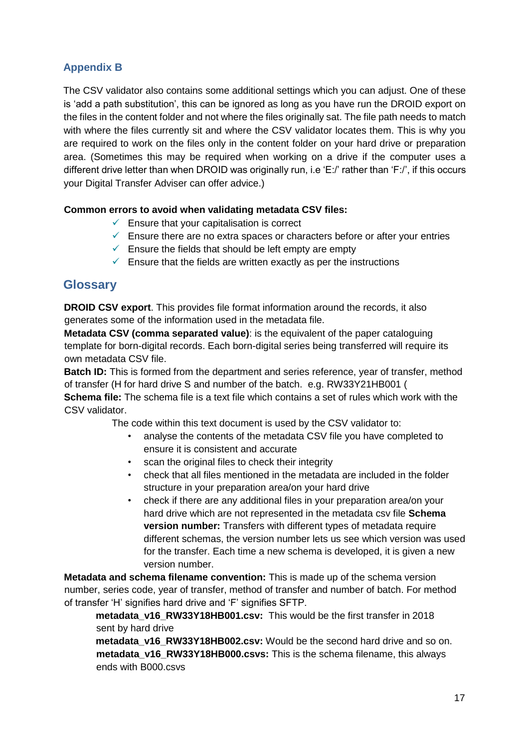## Appendix B

The CSV validator also contains some additional settings which you can adjust. One of these is 'add a path substitution', this can be ignored as long as you have run the DROID export on the files in the content folder and not where the files originally sat. The file path needs to match with where the files currently sit and where the CSV validator locates them. This is why you are required to work on the files only in the content folder on your hard drive or preparation area. (Sometimes this may be required when working on a drive if the computer uses a different drive letter than when DROID was originally run, i.e 'E:/' rather than 'F:/', if this occurs your Digital Transfer Adviser can offer advice.)

**Common errors to avoid when validating metadata CSV files:**

- ✓ Ensure that your capitalisation is correct
- ✓ Ensure there are no extra spaces or characters before or after your entries
- ✓ Ensure the fields that should be left empty are empty
- ✓ Ensure that the fields are written exactly as per the instructions

# Glossary

**DROID CSV export**. This provides file format information around the records, it also generates some of the information used in the metadata file.

**Metadata CSV (comma separated value)**: is the equivalent of the paper cataloguing template for born-digital records. Each born-digital series being transferred will require its own metadata CSV file.

**Batch ID:** This is formed from the department and series reference, year of transfer, method of transfer (H for hard drive S and number of the batch. e.g. RW33Y21HB001 (

**Schema file:** The schema file is a text file which contains a set of rules which work with the CSV validator.

The code within this text document is used by the CSV validator to:

- analyse the contents of the metadata CSV file you have completed to ensure it is consistent and accurate
- scan the original files to check their integrity
- check that all files mentioned in the metadata are included in the folder structure in your preparation area/on your hard drive
- check if there are any additional files in your preparation area/on your hard drive which are not represented in the metadata csv file **Schema version number:** Transfers with different types of metadata require different schemas, the version number lets us see which version was used for the transfer. Each time a new schema is developed, it is given a new version number.

**Metadata and schema filename convention:** This is made up of the schema version number, series code, year of transfer, method of transfer and number of batch. For method of transfer 'H' signifies hard drive and 'F' signifies SFTP.

**metadata_v16_RW33Y18HB001.csv:** This would be the first transfer in 2018 sent by hard drive

**metadata_v16_RW33Y18HB002.csv:** Would be the second hard drive and so on.

**metadata_v16_RW33Y18HB000.csvs:** This is the schema filename, this always ends with B000.csvs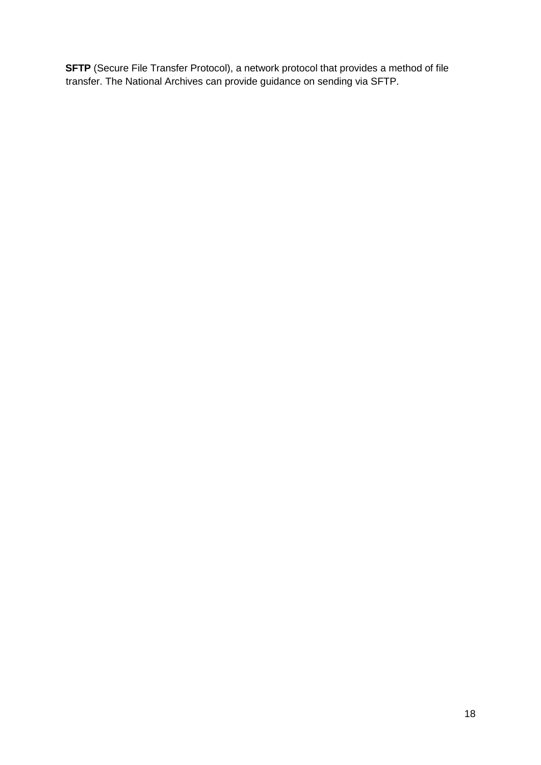**SFTP** (Secure File Transfer Protocol), a network protocol that provides a method of file transfer. The National Archives can provide guidance on sending via SFTP.